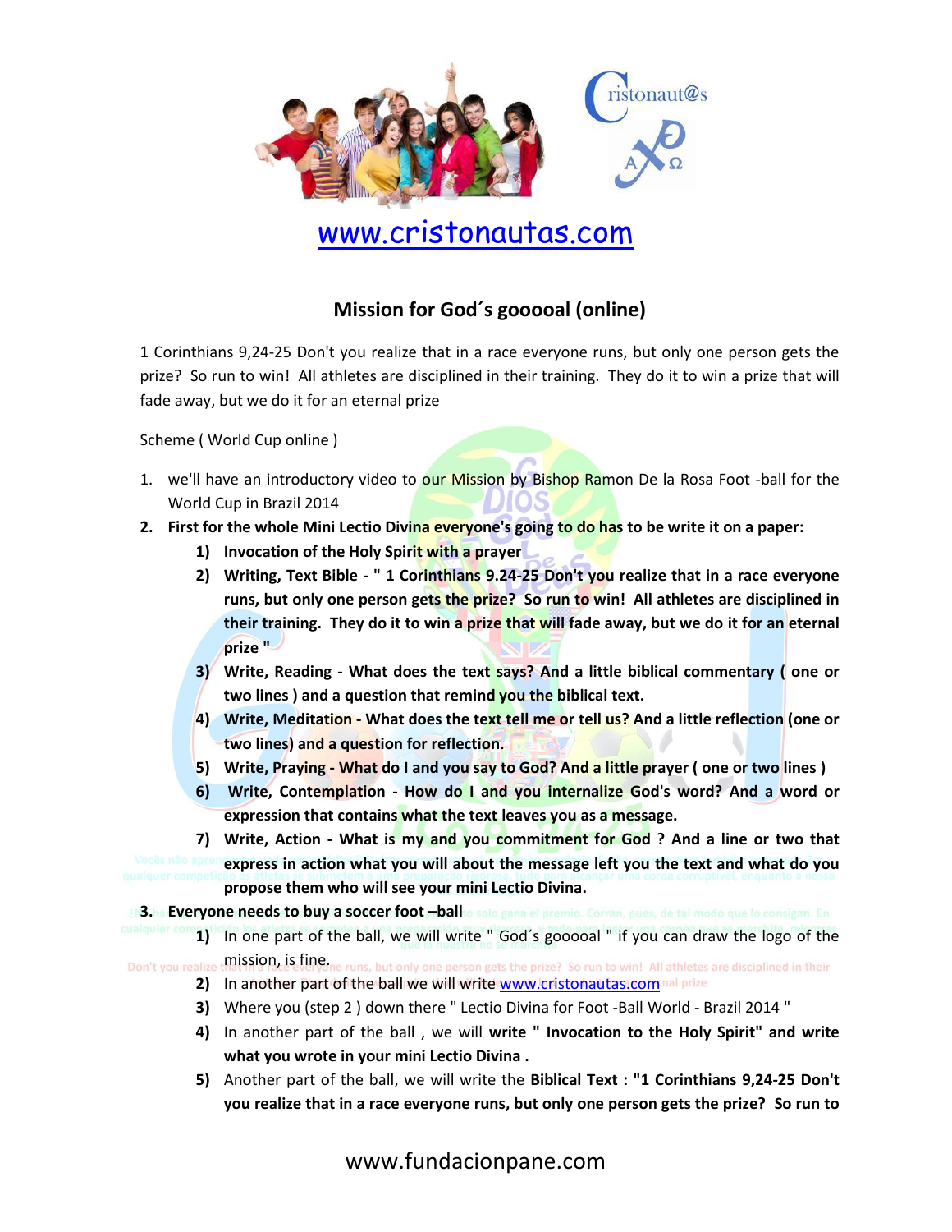www.cristonautas.com

## Mission for God´s goooooal (online)

1 Corinthians 9,24-25 Don't you realize that in a race everyone runs, but only one person gets the prize? So run to win! All athletes are disciplined in their training. They do it to win a prize that will fade away, but we do it for an eternal prize

Scheme ( World Cup online )

1. we'll have an introductory video to our Mission by Bishop Ramon De la Rosa Foot -ball for the World Cup in Brazil 2014
2. **First for the whole Mini Lectio Divina everyone's going to do has to be write it on a paper:**
   1) **Invocation of the Holy Spirit with a prayer**
   2) **Writing, Text Bible - " 1 Corinthians 9.24-25 Don't you realize that in a race everyone runs, but only one person gets the prize? So run to win! All athletes are disciplined in their training. They do it to win a prize that will fade away, but we do it for an eternal prize "**
   3) **Write, Reading - What does the text says? And a little biblical commentary ( one or two lines ) and a question that remind you the biblical text.**
   4) **Write, Meditation - What does the text tell me or tell us? And a little reflection (one or two lines) and a question for reflection.**
   5) **Write, Praying - What do I and you say to God? And a little prayer ( one or two lines )**
   6) **Write, Contemplation - How do I and you internalize God's word? And a word or expression that contains what the text leaves you as a message.**
   7) **Write, Action - What is my and you commitment for God ? And a line or two that express in action what you will about the message left you the text and what do you propose them who will see your mini Lectio Divina.**
3. **Everyone needs to buy a soccer foot –ball**
   1) In one part of the ball, we will write " God´s gooooal " if you can draw the logo of the mission, is fine.
   2) In another part of the ball we will write www.cristonautas.com
   3) Where you (step 2 ) down there " Lectio Divina for Foot -Ball World - Brazil 2014 "
   4) In another part of the ball , we will **write " Invocation to the Holy Spirit" and write what you wrote in your mini Lectio Divina .**
   5) Another part of the ball, we will write the **Biblical Text : "1 Corinthians 9,24-25 Don't you realize that in a race everyone runs, but only one person gets the prize? So run to**

www.fundacionpane.com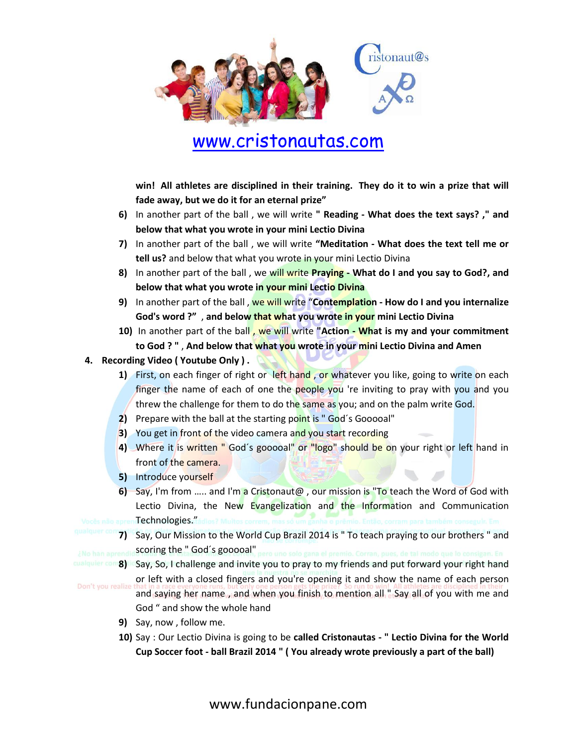**win! All athletes are disciplined in their training. They do it to win a prize that will fade away, but we do it for an eternal prize"**

6) In another part of the ball , we will write **" Reading - What does the text says? ," and below that what you wrote in your mini Lectio Divina**
7) In another part of the ball , we will write **"Meditation - What does the text tell me or tell us?** and below that what you wrote in your mini Lectio Divina
8) In another part of the ball , we will write **Praying - What do I and you say to God?, and below that what you wrote in your mini Lectio Divina**
9) In another part of the ball , we will write **"Contemplation - How do I and you internalize God's word ?" , and below that what you wrote in your mini Lectio Divina**
10) In another part of the ball , we will write **"Action - What is my and your commitment to God ? " , And below that what you wrote in your mini Lectio Divina and Amen**

4. **Recording Video ( Youtube Only ) .**
    1) First, on each finger of right or left hand , or whatever you like, going to write on each finger the name of each of one the people you 're inviting to pray with you and you threw the challenge for them to do the same as you; and on the palm write God.
    2) Prepare with the ball at the starting point is " God´s Gooooal"
    3) You get in front of the video camera and you start recording
    4) Where it is written " God´s gooooal" or "logo" should be on your right or left hand in front of the camera.
    5) Introduce yourself
    6) Say, I'm from ….. and I'm a Cristonaut@ , our mission is "To teach the Word of God with Lectio Divina, the New Evangelization and the Information and Communication Technologies."
    7) Say, Our Mission to the World Cup Brazil 2014 is " To teach praying to our brothers " and scoring the " God´s gooooal"
    8) Say, So, I challenge and invite you to pray to my friends and put forward your right hand or left with a closed fingers and you're opening it and show the name of each person and saying her name , and when you finish to mention all " Say all of you with me and God " and show the whole hand
    9) Say, now , follow me.
    10) Say : Our Lectio Divina is going to be **called Cristonautas - " Lectio Divina for the World Cup Soccer foot - ball Brazil 2014 " ( You already wrote previously a part of the ball)**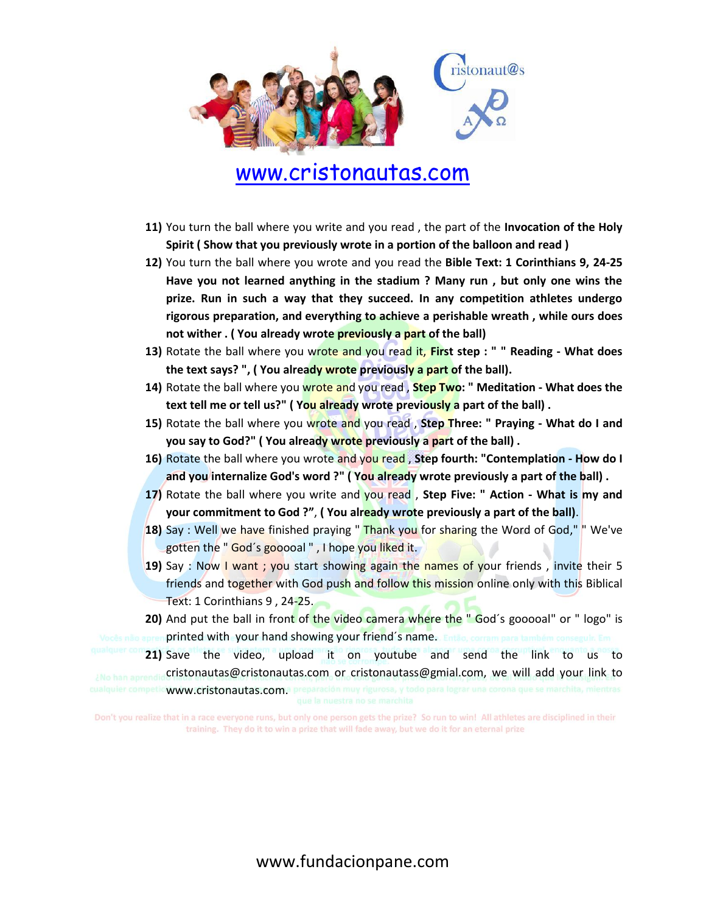www.cristonautas.com

11) You turn the ball where you write and you read , the part of the **Invocation of the Holy Spirit ( Show that you previously wrote in a portion of the balloon and read )**

12) You turn the ball where you wrote and you read the **Bible Text: 1 Corinthians 9, 24-25 Have you not learned anything in the stadium ? Many run , but only one wins the prize. Run in such a way that they succeed. In any competition athletes undergo rigorous preparation, and everything to achieve a perishable wreath , while ours does not wither . ( You already wrote previously a part of the ball)**

13) Rotate the ball where you wrote and you read it, **First step : " " Reading - What does the text says? ", ( You already wrote previously a part of the ball).**

14) Rotate the ball where you wrote and you read , **Step Two: " Meditation - What does the text tell me or tell us?" ( You already wrote previously a part of the ball) .**

15) Rotate the ball where you wrote and you read , **Step Three: " Praying - What do I and you say to God?" ( You already wrote previously a part of the ball) .**

16) Rotate the ball where you wrote and you read , **Step fourth: "Contemplation - How do I and you internalize God's word ?" ( You already wrote previously a part of the ball) .**

17) Rotate the ball where you write and you read , **Step Five: " Action - What is my and your commitment to God ?", ( You already wrote previously a part of the ball)**.

18) Say : Well we have finished praying " Thank you for sharing the Word of God," " We've gotten the " God´s gooooal " , I hope you liked it.

19) Say : Now I want ; you start showing again the names of your friends , invite their 5 friends and together with God push and follow this mission online only with this Biblical Text: 1 Corinthians 9 , 24-25.

20) And put the ball in front of the video camera where the " God´s gooooal" or " logo" is printed with your hand showing your friend´s name.

21) Save the video, upload it on youtube and send the link to us to cristonautas@cristonautas.com or cristonautass@gmial.com, we will add your link to www.cristonautas.com.

www.fundacionpane.com